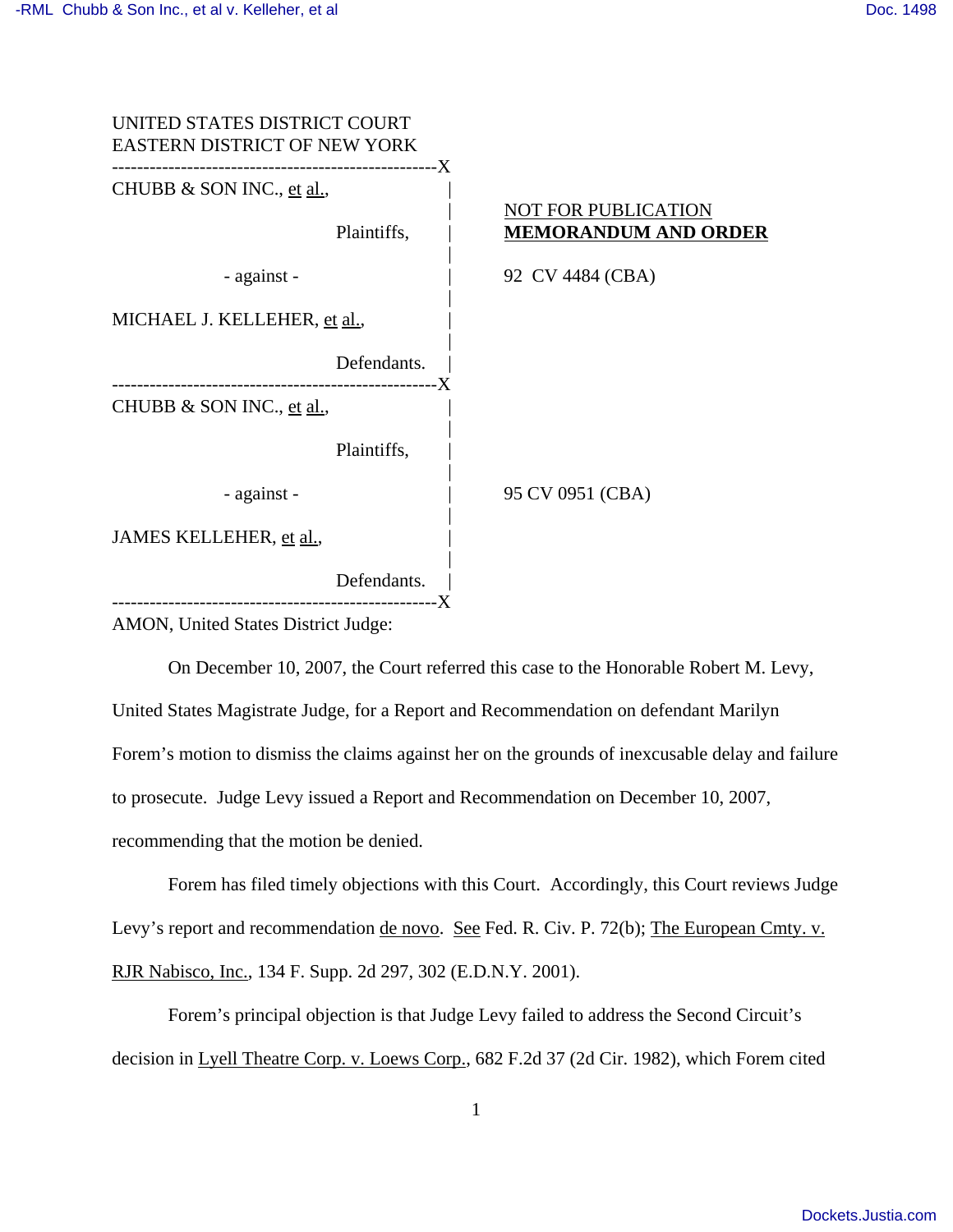UNITED STATES DISTRICT COURT
EASTERN DISTRICT OF NEW YORK

| | |
|---|---|
| CHUBB & SON INC., et al., Plaintiffs, - against - MICHAEL J. KELLEHER, et al., Defendants. | NOT FOR PUBLICATION **MEMORANDUM AND ORDER** 92 CV 4484 (CBA) |
| CHUBB & SON INC., et al., Plaintiffs, - against - JAMES KELLEHER, et al., Defendants. | 95 CV 0951 (CBA) |

AMON, United States District Judge:

On December 10, 2007, the Court referred this case to the Honorable Robert M. Levy, United States Magistrate Judge, for a Report and Recommendation on defendant Marilyn Forem's motion to dismiss the claims against her on the grounds of inexcusable delay and failure to prosecute. Judge Levy issued a Report and Recommendation on December 10, 2007, recommending that the motion be denied.

Forem has filed timely objections with this Court. Accordingly, this Court reviews Judge Levy's report and recommendation de novo. See Fed. R. Civ. P. 72(b); The European Cmty. v. RJR Nabisco, Inc., 134 F. Supp. 2d 297, 302 (E.D.N.Y. 2001).

Forem's principal objection is that Judge Levy failed to address the Second Circuit's decision in Lyell Theatre Corp. v. Loews Corp., 682 F.2d 37 (2d Cir. 1982), which Forem cited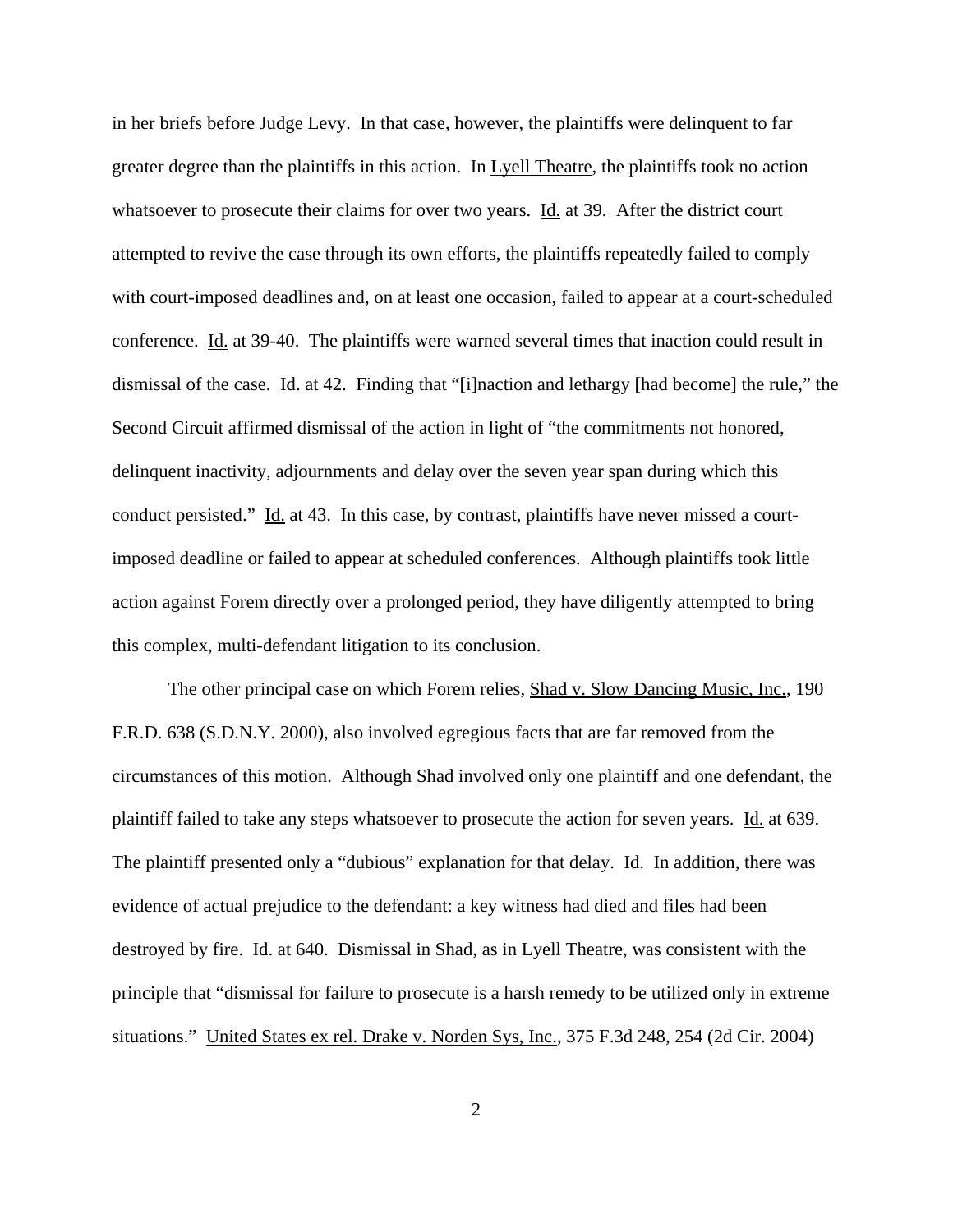in her briefs before Judge Levy. In that case, however, the plaintiffs were delinquent to far greater degree than the plaintiffs in this action. In Lyell Theatre, the plaintiffs took no action whatsoever to prosecute their claims for over two years. Id. at 39. After the district court attempted to revive the case through its own efforts, the plaintiffs repeatedly failed to comply with court-imposed deadlines and, on at least one occasion, failed to appear at a court-scheduled conference. Id. at 39-40. The plaintiffs were warned several times that inaction could result in dismissal of the case. Id. at 42. Finding that "[i]naction and lethargy [had become] the rule," the Second Circuit affirmed dismissal of the action in light of "the commitments not honored, delinquent inactivity, adjournments and delay over the seven year span during which this conduct persisted." Id. at 43. In this case, by contrast, plaintiffs have never missed a court-imposed deadline or failed to appear at scheduled conferences. Although plaintiffs took little action against Forem directly over a prolonged period, they have diligently attempted to bring this complex, multi-defendant litigation to its conclusion.

The other principal case on which Forem relies, Shad v. Slow Dancing Music, Inc., 190 F.R.D. 638 (S.D.N.Y. 2000), also involved egregious facts that are far removed from the circumstances of this motion. Although Shad involved only one plaintiff and one defendant, the plaintiff failed to take any steps whatsoever to prosecute the action for seven years. Id. at 639. The plaintiff presented only a "dubious" explanation for that delay. Id. In addition, there was evidence of actual prejudice to the defendant: a key witness had died and files had been destroyed by fire. Id. at 640. Dismissal in Shad, as in Lyell Theatre, was consistent with the principle that "dismissal for failure to prosecute is a harsh remedy to be utilized only in extreme situations." United States ex rel. Drake v. Norden Sys, Inc., 375 F.3d 248, 254 (2d Cir. 2004)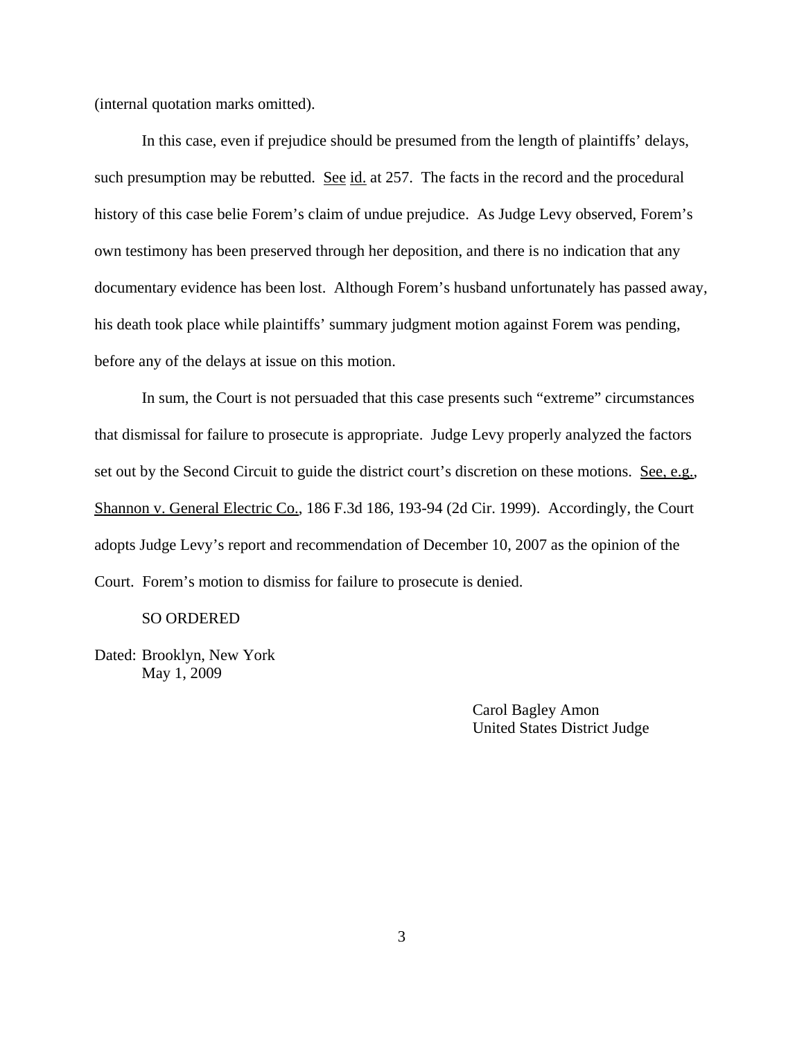(internal quotation marks omitted).

In this case, even if prejudice should be presumed from the length of plaintiffs' delays, such presumption may be rebutted. See id. at 257. The facts in the record and the procedural history of this case belie Forem's claim of undue prejudice. As Judge Levy observed, Forem's own testimony has been preserved through her deposition, and there is no indication that any documentary evidence has been lost. Although Forem's husband unfortunately has passed away, his death took place while plaintiffs' summary judgment motion against Forem was pending, before any of the delays at issue on this motion.

In sum, the Court is not persuaded that this case presents such "extreme" circumstances that dismissal for failure to prosecute is appropriate. Judge Levy properly analyzed the factors set out by the Second Circuit to guide the district court's discretion on these motions. See, e.g., Shannon v. General Electric Co., 186 F.3d 186, 193-94 (2d Cir. 1999). Accordingly, the Court adopts Judge Levy's report and recommendation of December 10, 2007 as the opinion of the Court. Forem's motion to dismiss for failure to prosecute is denied.

SO ORDERED

Dated: Brooklyn, New York
May 1, 2009

Carol Bagley Amon
United States District Judge